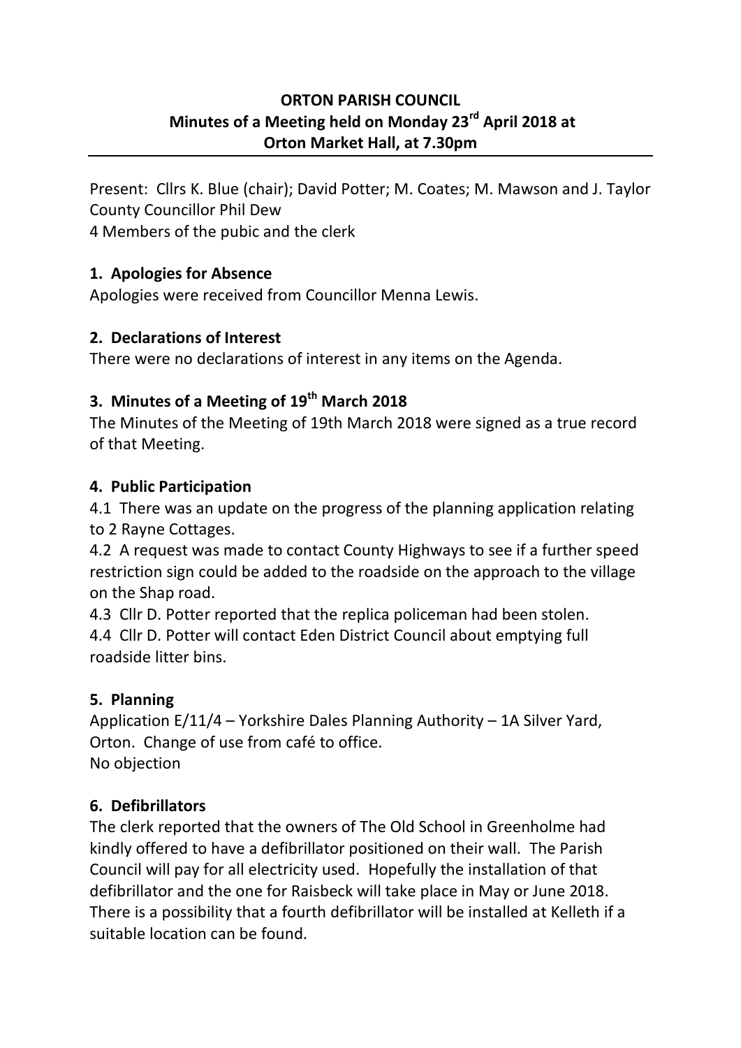# ORTON PARISH COUNCIL

## Minutes of a Meeting held on Monday 23rd April 2018 at Orton Market Hall, at 7.30pm

Present: Cllrs K. Blue (chair); David Potter; M. Coates; M. Mawson and J. Taylor
County Councillor Phil Dew
4 Members of the pubic and the clerk

### 1. Apologies for Absence

Apologies were received from Councillor Menna Lewis.

### 2. Declarations of Interest

There were no declarations of interest in any items on the Agenda.

### 3. Minutes of a Meeting of 19th March 2018

The Minutes of the Meeting of 19th March 2018 were signed as a true record of that Meeting.

### 4. Public Participation

4.1 There was an update on the progress of the planning application relating to 2 Rayne Cottages.

4.2 A request was made to contact County Highways to see if a further speed restriction sign could be added to the roadside on the approach to the village on the Shap road.

4.3 Cllr D. Potter reported that the replica policeman had been stolen.

4.4 Cllr D. Potter will contact Eden District Council about emptying full roadside litter bins.

### 5. Planning

Application E/11/4 – Yorkshire Dales Planning Authority – 1A Silver Yard, Orton. Change of use from café to office.
No objection

### 6. Defibrillators

The clerk reported that the owners of The Old School in Greenholme had kindly offered to have a defibrillator positioned on their wall. The Parish Council will pay for all electricity used. Hopefully the installation of that defibrillator and the one for Raisbeck will take place in May or June 2018. There is a possibility that a fourth defibrillator will be installed at Kelleth if a suitable location can be found.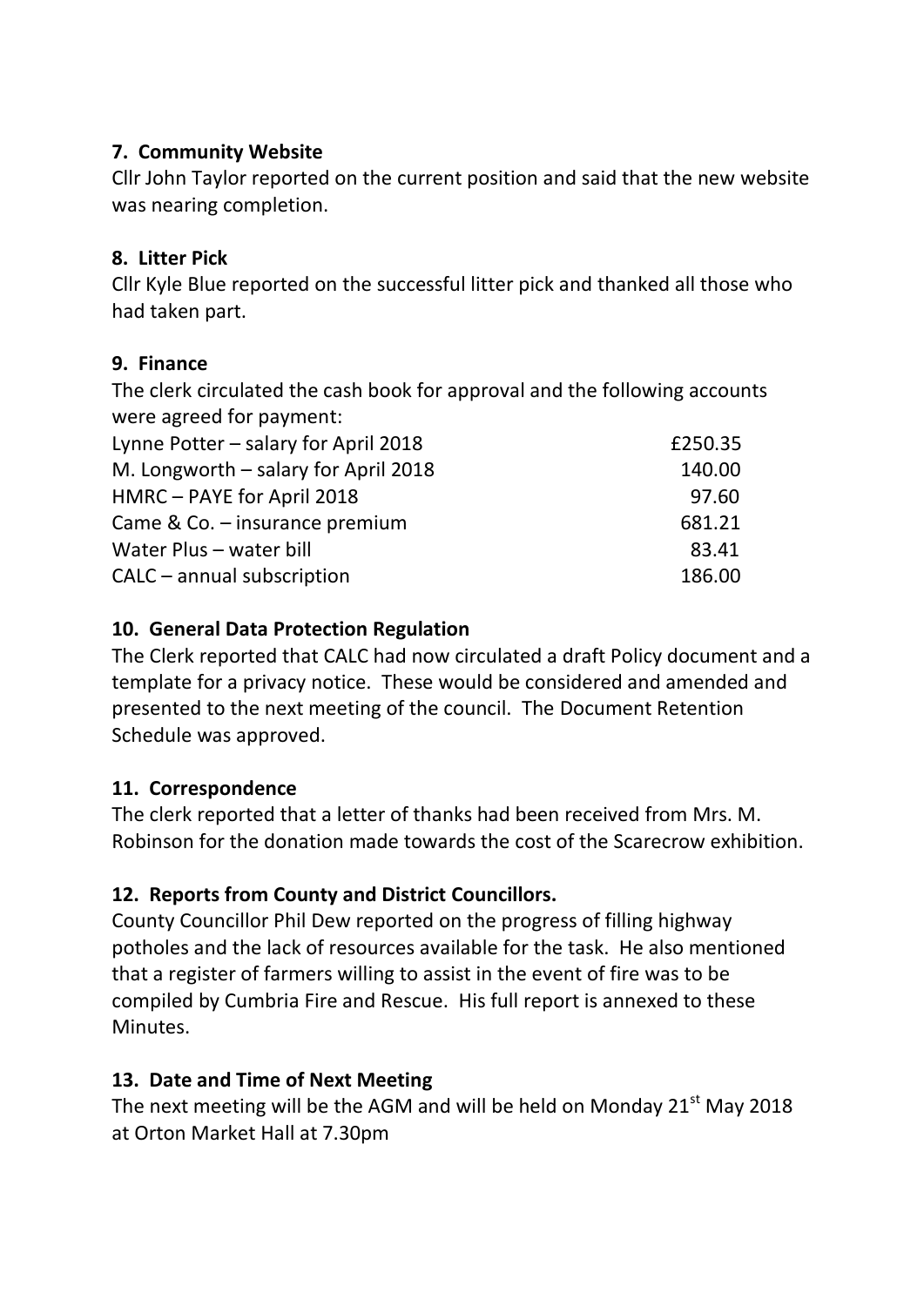**7. Community Website**

Cllr John Taylor reported on the current position and said that the new website was nearing completion.

**8. Litter Pick**

Cllr Kyle Blue reported on the successful litter pick and thanked all those who had taken part.

**9. Finance**

The clerk circulated the cash book for approval and the following accounts were agreed for payment:

| | |
|---|---|
| Lynne Potter – salary for April 2018 | £250.35 |
| M. Longworth – salary for April 2018 | 140.00 |
| HMRC – PAYE for April 2018 | 97.60 |
| Came & Co. – insurance premium | 681.21 |
| Water Plus – water bill | 83.41 |
| CALC – annual subscription | 186.00 |

**10. General Data Protection Regulation**

The Clerk reported that CALC had now circulated a draft Policy document and a template for a privacy notice. These would be considered and amended and presented to the next meeting of the council. The Document Retention Schedule was approved.

**11. Correspondence**

The clerk reported that a letter of thanks had been received from Mrs. M. Robinson for the donation made towards the cost of the Scarecrow exhibition.

**12. Reports from County and District Councillors.**

County Councillor Phil Dew reported on the progress of filling highway potholes and the lack of resources available for the task. He also mentioned that a register of farmers willing to assist in the event of fire was to be compiled by Cumbria Fire and Rescue. His full report is annexed to these Minutes.

**13. Date and Time of Next Meeting**

The next meeting will be the AGM and will be held on Monday 21st May 2018 at Orton Market Hall at 7.30pm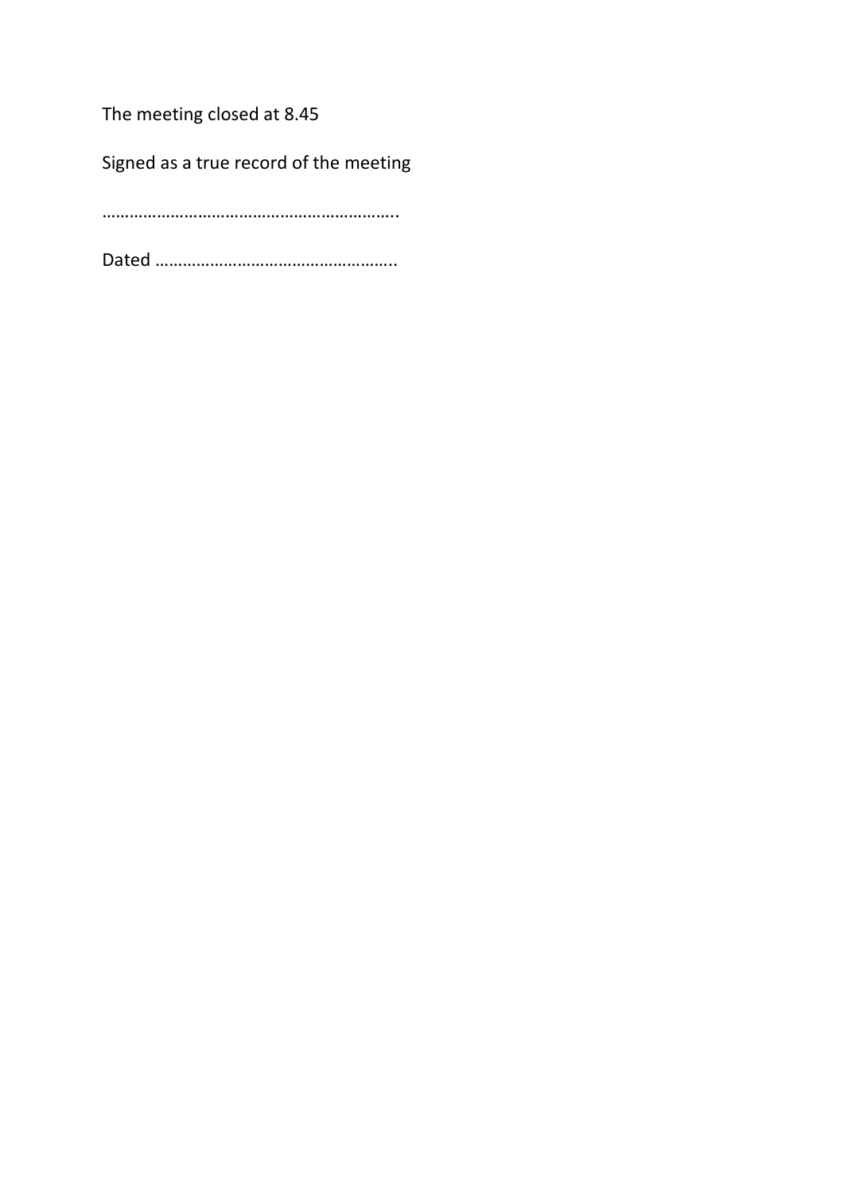The meeting closed at 8.45

Signed as a true record of the meeting

………………………………………………………..

Dated ……………………………………………..